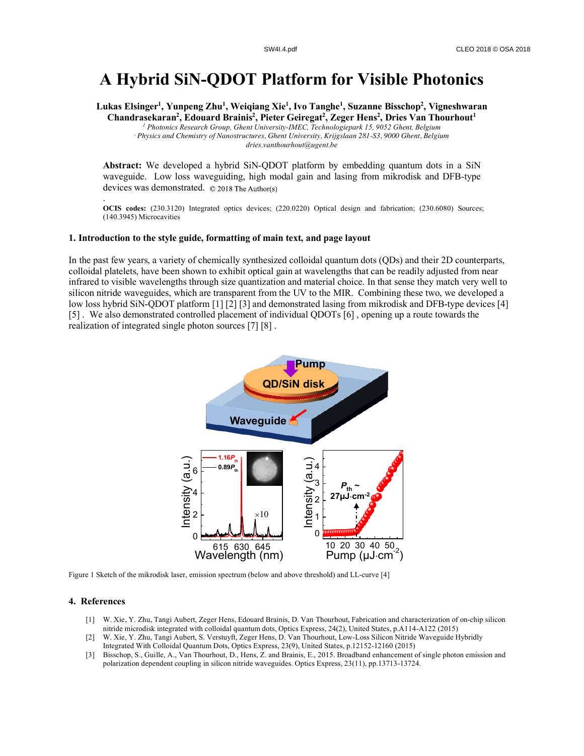# A Hybrid SiN-QDOT Platform for Visible Photonics

**Lukas Elsinger[1], Yunpeng Zhu[1], Weiqiang Xie[1], Ivo Tanghe[1], Suzanne Bisschop[2], Vigneshwaran Chandrasekaran[2], Edouard Brainis[2], Pieter Geiregat[2], Zeger Hens[2], Dries Van Thourhout[1]**

*[1] Photonics Research Group, Ghent University-IMEC, Technologiepark 15, 9052 Ghent, Belgium*
*[2] Physics and Chemistry of Nanostructures, Ghent University, Krijgslaan 281-S3, 9000 Ghent, Belgium*
*dries.vanthourhout@ugent.be*

**Abstract:** We developed a hybrid SiN-QDOT platform by embedding quantum dots in a SiN waveguide. Low loss waveguiding, high modal gain and lasing from mikrodisk and DFB-type devices was demonstrated. © 2018 The Author(s)

.

**OCIS codes:** (230.3120) Integrated optics devices; (220.0220) Optical design and fabrication; (230.6080) Sources; (140.3945) Microcavities

## 1. Introduction to the style guide, formatting of main text, and page layout

In the past few years, a variety of chemically synthesized colloidal quantum dots (QDs) and their 2D counterparts, colloidal platelets, have been shown to exhibit optical gain at wavelengths that can be readily adjusted from near infrared to visible wavelengths through size quantization and material choice. In that sense they match very well to silicon nitride waveguides, which are transparent from the UV to the MIR. Combining these two, we developed a low loss hybrid SiN-QDOT platform [1] [2] [3] and demonstrated lasing from mikrodisk and DFB-type devices [4] [5] . We also demonstrated controlled placement of individual QDOTs [6] , opening up a route towards the realization of integrated single photon sources [7] [8] .

Figure 1 Sketch of the mikrodisk laser, emission spectrum (below and above threshold) and LL-curve [4]

## 4. References

[1] W. Xie, Y. Zhu, Tangi Aubert, Edouard Brainis, D. Van Thourhout, Fabrication and characterization of on-chip silicon nitride microdisk integrated with colloidal quantum dots, Optics Express, 24(2), United States, p.A114-A122 (2015)

[2] W. Xie, Y. Zhu, Tangi Aubert, S. Verstuyft, Zeger Hens, D. Van Thourhout, Low-Loss Silicon Nitride Waveguide Hybridly Integrated With Colloidal Quantum Dots, Optics Express, 23(9), United States, p.12152-12160 (2015)

[3] Bisschop, S., Guille, A., Van Thourhout, D., Hens, Z. and Brainis, E., 2015. Broadband enhancement of single photon emission and polarization dependent coupling in silicon nitride waveguides. Optics Express, 23(11), pp.13713-13724.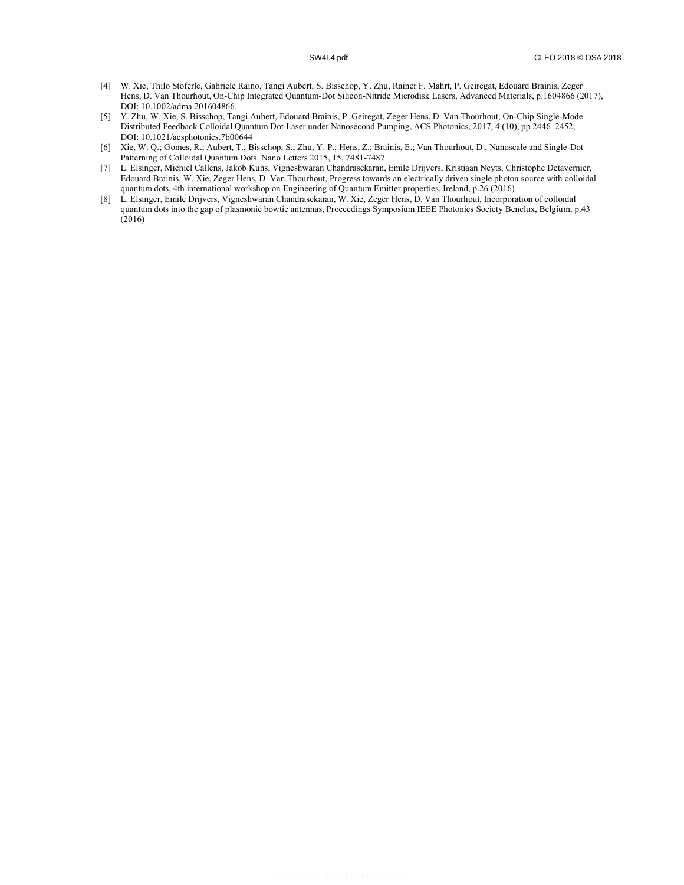[4] W. Xie, Thilo Stoferle, Gabriele Raino, Tangi Aubert, S. Bisschop, Y. Zhu, Rainer F. Mahrt, P. Geiregat, Edouard Brainis, Zeger Hens, D. Van Thourhout, On-Chip Integrated Quantum-Dot Silicon-Nitride Microdisk Lasers, Advanced Materials, p.1604866 (2017), DOI: 10.1002/adma.201604866.

[5] Y. Zhu, W. Xie, S. Bisschop, Tangi Aubert, Edouard Brainis, P. Geiregat, Zeger Hens, D. Van Thourhout, On-Chip Single-Mode Distributed Feedback Colloidal Quantum Dot Laser under Nanosecond Pumping, ACS Photonics, 2017, 4 (10), pp 2446–2452, DOI: 10.1021/acsphotonics.7b00644

[6] Xie, W. Q.; Gomes, R.; Aubert, T.; Bisschop, S.; Zhu, Y. P.; Hens, Z.; Brainis, E.; Van Thourhout, D., Nanoscale and Single-Dot Patterning of Colloidal Quantum Dots. Nano Letters 2015, 15, 7481-7487.

[7] L. Elsinger, Michiel Callens, Jakob Kuhs, Vigneshwaran Chandrasekaran, Emile Drijvers, Kristiaan Neyts, Christophe Detavernier, Edouard Brainis, W. Xie, Zeger Hens, D. Van Thourhout, Progress towards an electrically driven single photon source with colloidal quantum dots, 4th international workshop on Engineering of Quantum Emitter properties, Ireland, p.26 (2016)

[8] L. Elsinger, Emile Drijvers, Vigneshwaran Chandrasekaran, W. Xie, Zeger Hens, D. Van Thourhout, Incorporation of colloidal quantum dots into the gap of plasmonic bowtie antennas, Proceedings Symposium IEEE Photonics Society Benelux, Belgium, p.43 (2016)